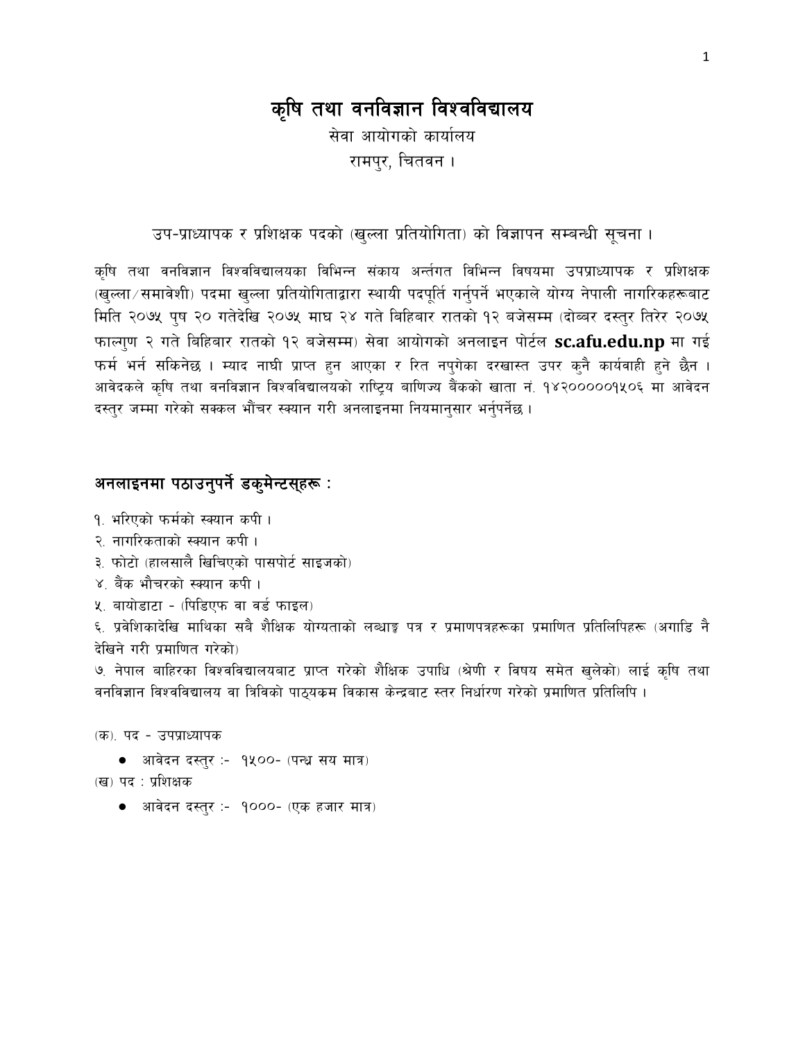# कृषि तथा वनविज्ञान विश्वविद्यालय

सेवा आयोगको कार्यालय

रामपुर, चितवन ।

उप-प्राध्यापक र प्रशिक्षक पदको (खुल्ला प्रतियोगिता) को विज्ञापन सम्बन्धी सूचना ।

कृषि तथा वनविज्ञान विश्वविद्यालयका विभिन्न संकाय अर्न्तगत विभिन्न विषयमा उपप्राध्यापक र प्रशिक्षक (खुल्ला/समावेशी) पदमा खुल्ला प्रतियोगिताद्वारा स्थायी पदपूर्ति गर्नुपर्ने भएकाले योग्य नेपाली नागरिकहरूबाट मिति २०७५ पुष २० गतेदेखि २०७५ माघ २४ गते बिहिबार रातको १२ बजेसम्म (दोब्बर दस्तुर तिरेर २०७५ फाल्गुण २ गते बिहिबार रातको १२ बजेसम्म) सेवा आयोगको अनलाइन पोर्टल **sc.afu.edu.np** मा गई फर्म भर्न सकिनेछ । म्याद नाघी प्राप्त हुन आएका र रित नपुगेका दरखास्त उपर कुनै कार्यवाही हुने छैन । आवेदकले कृषि तथा वनविज्ञान विश्वविद्यालयको राष्ट्रिय बाणिज्य बैंकको खाता नं. १४२००००१५०६ मा आवेदन दस्तुर जम्मा गरेको सक्कल भौंचर स्क्यान गरी अनलाइनमा नियमानुसार भर्नुपर्नेछ ।

## अनलाइनमा पठाउनुपर्ने डकुमेन्टस्हरू :

१. भरिएको फर्मको स्क्यान कपी ।

२. नागरिकताको स्क्यान कपी ।

३. फोटो (हालसालै खिचिएको पासपोर्ट साइजको)

४. बैंक भौचरको स्क्यान कपी ।

५. बायोडाटा - (पिडिएफ वा वर्ड फाइल)

६. प्रवेशिकादेखि माथिका सबै शैक्षिक योग्यताको लब्धाङ्क पत्र र प्रमाणपत्रहरूका प्रमाणित प्रतिलिपिहरू (अगाडि नै देखिने गरी प्रमाणित गरेको)

७. नेपाल बाहिरका विश्वविद्यालयबाट प्राप्त गरेको शैक्षिक उपाधि (श्रेणी र विषय समेत खुलेको) लाई कृषि तथा वनविज्ञान विश्वविद्यालय वा त्रिविको पाठ्यक्रम विकास केन्द्रबाट स्तर निर्धारण गरेको प्रमाणित प्रतिलिपि ।

(क). पद - उपप्राध्यापक

- आवेदन दस्तुर :- १५००- (पन्ध्र सय मात्र)

(ख) पद : प्रशिक्षक

- आवेदन दस्तुर :- १०००- (एक हजार मात्र)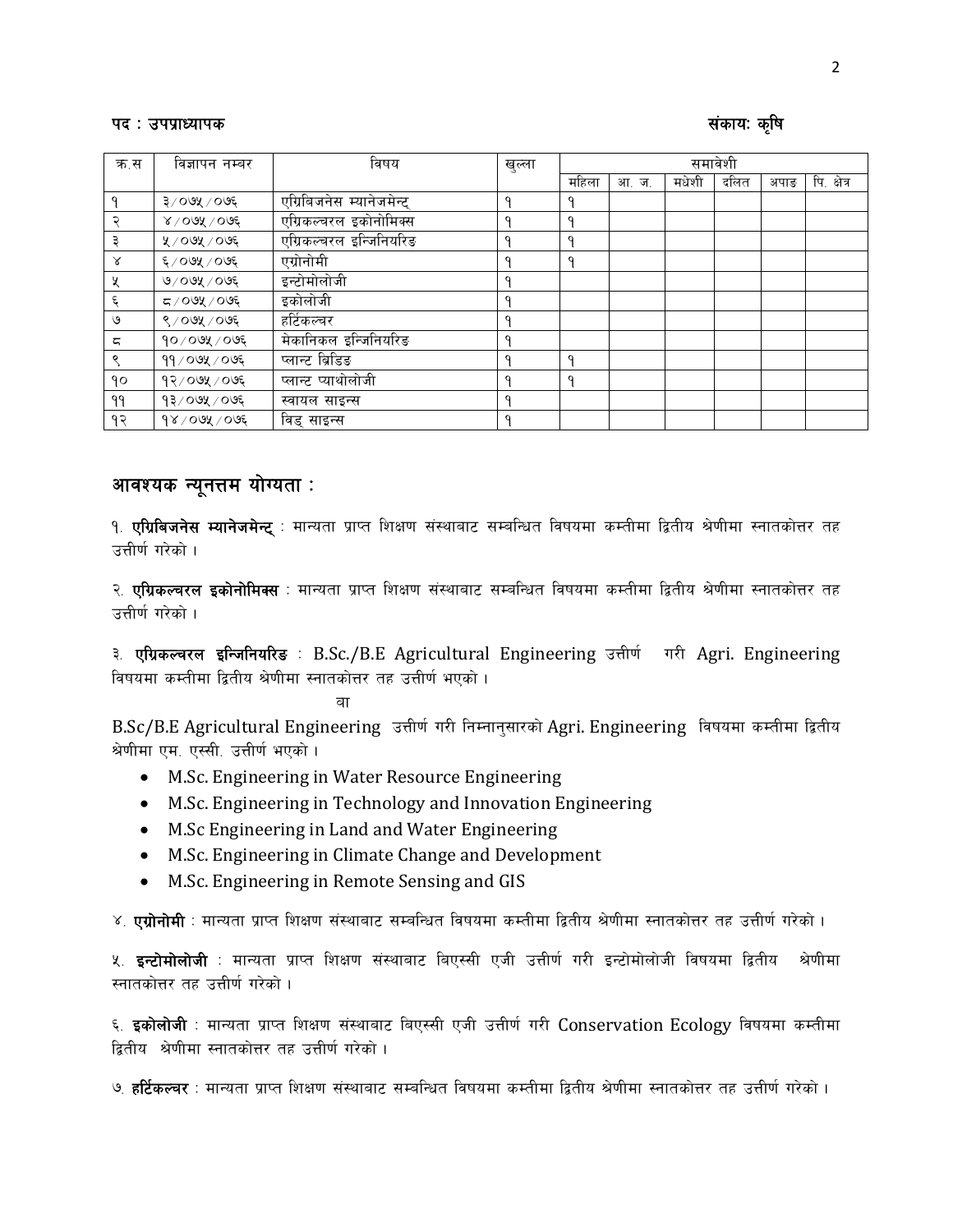पद : उपप्राध्यापक

संकायः कृषि

| क्र.स | विज्ञापन नम्बर | विषय | खुल्ला | समावेशी | | | | | |
|---|---|---|---|---|---|---|---|---|---|
| | | | | महिला | आ. ज. | मधेशी | दलित | अपाङ | पि. क्षेत्र |
| १ | ३/०७५/०७६ | एग्रिबिजनेस म्यानेजमेन्ट् | १ | १ | | | | | |
| २ | ४/०७५/०७६ | एग्रिकल्चरल इकोनोमिक्स | १ | १ | | | | | |
| ३ | ५/०७५/०७६ | एग्रिकल्चरल इन्जिनियरिङ | १ | १ | | | | | |
| ४ | ६/०७५/०७६ | एग्रोनोमी | १ | १ | | | | | |
| ५ | ७/०७५/०७६ | इन्टोमोलोजी | १ | | | | | | |
| ६ | ८/०७५/०७६ | इकोलोजी | १ | | | | | | |
| ७ | ९/०७५/०७६ | हर्टिकल्चर | १ | | | | | | |
| ८ | १०/०७५/०७६ | मेकानिकल इन्जिनियरिङ | १ | | | | | | |
| ९ | ११/०७५/०७६ | प्लान्ट ब्रिडिङ | १ | १ | | | | | |
| १० | १२/०७५/०७६ | प्लान्ट प्याथोलोजी | १ | १ | | | | | |
| ११ | १३/०७५/०७६ | स्वायल साइन्स | १ | | | | | | |
| १२ | १४/०७५/०७६ | विड् साइन्स | १ | | | | | | |

## आवश्यक न्यूनत्तम योग्यता :

१. **एग्रिबिजनेस म्यानेजमेन्ट्** : मान्यता प्राप्त शिक्षण संस्थाबाट सम्बन्धित विषयमा कम्तीमा द्वितीय श्रेणीमा स्नातकोत्तर तह उत्तीर्ण गरेको ।

२. **एग्रिकल्चरल इकोनोमिक्स** : मान्यता प्राप्त शिक्षण संस्थाबाट सम्बन्धित विषयमा कम्तीमा द्वितीय श्रेणीमा स्नातकोत्तर तह उत्तीर्ण गरेको ।

३. **एग्रिकल्चरल इन्जिनियरिङ** : B.Sc./B.E Agricultural Engineering उत्तीर्ण गरी Agri. Engineering विषयमा कम्तीमा द्वितीय श्रेणीमा स्नातकोत्तर तह उत्तीर्ण भएको ।

वा

B.Sc/B.E Agricultural Engineering उत्तीर्ण गरी निम्नानुसारको Agri. Engineering विषयमा कम्तीमा द्वितीय श्रेणीमा एम. एस्सी. उत्तीर्ण भएको ।

- M.Sc. Engineering in Water Resource Engineering
- M.Sc. Engineering in Technology and Innovation Engineering
- M.Sc Engineering in Land and Water Engineering
- M.Sc. Engineering in Climate Change and Development
- M.Sc. Engineering in Remote Sensing and GIS

४. **एग्रोनोमी** : मान्यता प्राप्त शिक्षण संस्थाबाट सम्बन्धित विषयमा कम्तीमा द्वितीय श्रेणीमा स्नातकोत्तर तह उत्तीर्ण गरेको ।

५. **इन्टोमोलोजी** : मान्यता प्राप्त शिक्षण संस्थाबाट बिएस्सी एजी उत्तीर्ण गरी इन्टोमोलोजी विषयमा द्वितीय श्रेणीमा स्नातकोत्तर तह उत्तीर्ण गरेको ।

६. **इकोलोजी** : मान्यता प्राप्त शिक्षण संस्थाबाट बिएस्सी एजी उत्तीर्ण गरी Conservation Ecology विषयमा कम्तीमा द्वितीय श्रेणीमा स्नातकोत्तर तह उत्तीर्ण गरेको ।

७. **हर्टिकल्चर** : मान्यता प्राप्त शिक्षण संस्थाबाट सम्बन्धित विषयमा कम्तीमा द्वितीय श्रेणीमा स्नातकोत्तर तह उत्तीर्ण गरेको ।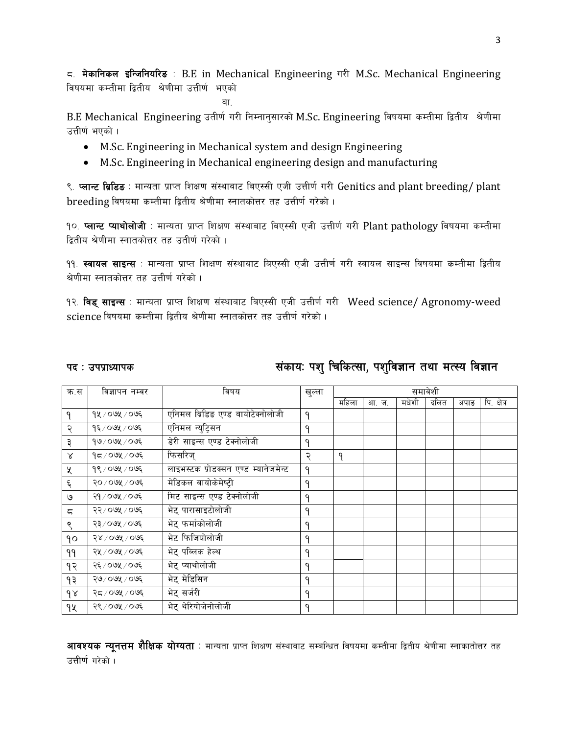८. **मेकानिकल इन्जिनियरिङ** : B.E in Mechanical Engineering गरी M.Sc. Mechanical Engineering विषयमा कम्तीमा द्वितीय श्रेणीमा उत्तीर्ण भएको

वा,

B.E Mechanical Engineering उतीर्ण गरी निम्नानुसारको M.Sc. Engineering विषयमा कम्तीमा द्वितीय श्रेणीमा उत्तीर्ण भएको ।

- M.Sc. Engineering in Mechanical system and design Engineering
- M.Sc. Engineering in Mechanical engineering design and manufacturing

९. **प्लान्ट ब्रिडिङ** : मान्यता प्राप्त शिक्षण संस्थाबाट बिएस्सी एजी उत्तीर्ण गरी Genitics and plant breeding/ plant breeding विषयमा कम्तीमा द्वितीय श्रेणीमा स्नातकोत्तर तह उत्तीर्ण गरेको ।

१०. **प्लान्ट प्याथोलोजी** : मान्यता प्राप्त शिक्षण संस्थाबाट बिएस्सी एजी उत्तीर्ण गरी Plant pathology विषयमा कम्तीमा द्वितीय श्रेणीमा स्नातकोत्तर तह उतीर्ण गरेको ।

११. **स्वायल साइन्स** : मान्यता प्राप्त शिक्षण संस्थाबाट बिएस्सी एजी उत्तीर्ण गरी स्वायल साइन्स विषयमा कम्तीमा द्वितीय श्रेणीमा स्नातकोत्तर तह उत्तीर्ण गरेको ।

१२. **विड् साइन्स** : मान्यता प्राप्त शिक्षण संस्थाबाट बिएस्सी एजी उत्तीर्ण गरी Weed science/ Agronomy-weed science विषयमा कम्तीमा द्वितीय श्रेणीमा स्नातकोत्तर तह उत्तीर्ण गरेको ।

**पद : उपप्राध्यापक** **संकायः पशु चिकित्सा, पशुविज्ञान तथा मत्स्य विज्ञान**

| क.स | विज्ञापन नम्वर | विषय | खुल्ला | समावेशी | | | | | |
|---|---|---|---|---|---|---|---|---|---|
| | | | | महिला | आ. ज. | मधेशी | दलित | अपाङ | पि. क्षेत्र |
| १ | १५/०७५/०७६ | एनिमल ब्रिडिङ एण्ड बायोटेक्नोलोजी | १ | | | | | | |
| २ | १६/०७५/०७६ | एनिमल न्युट्रिसन | १ | | | | | | |
| ३ | १७/०७५/०७६ | डेरी साइन्स एण्ड टेक्नोलोजी | १ | | | | | | |
| ४ | १८/०७५/०७६ | फिसरिज् | २ | १ | | | | | |
| ५ | १९/०७५/०७६ | लाइभस्टक प्रोडक्सन एण्ड म्यानेजमेन्ट | १ | | | | | | |
| ६ | २०/०७५/०७६ | मेडिकल बायोकेमेष्ट्री | १ | | | | | | |
| ७ | २१/०७५/०७६ | मिट साइन्स एण्ड टेक्नोलोजी | १ | | | | | | |
| ८ | २२/०७५/०७६ | भेट् पारासाइटोलोजी | १ | | | | | | |
| ९ | २३/०७५/०७६ | भेट् फर्माकोलोजी | १ | | | | | | |
| १० | २४/०७५/०७६ | भेट फिजियोलोजी | १ | | | | | | |
| ११ | २५/०७५/०७६ | भेट् पब्लिक हेल्थ | १ | | | | | | |
| १२ | २६/०७५/०७६ | भेट् प्याथोलोजी | १ | | | | | | |
| १३ | २७/०७५/०७६ | भेट् मेडिसिन | १ | | | | | | |
| १४ | २८/०७५/०७६ | भेट् सर्जरी | १ | | | | | | |
| १५ | २९/०७५/०७६ | भेट् थेरियोजेनोलोजी | १ | | | | | | |

**आवश्यक न्यूनत्तम शैक्षिक योग्यता** : मान्यता प्राप्त शिक्षण संस्थाबाट सम्बन्धित विषयमा कम्तीमा द्वितीय श्रेणीमा स्नाकातोत्तर तह उत्तीर्ण गरेको ।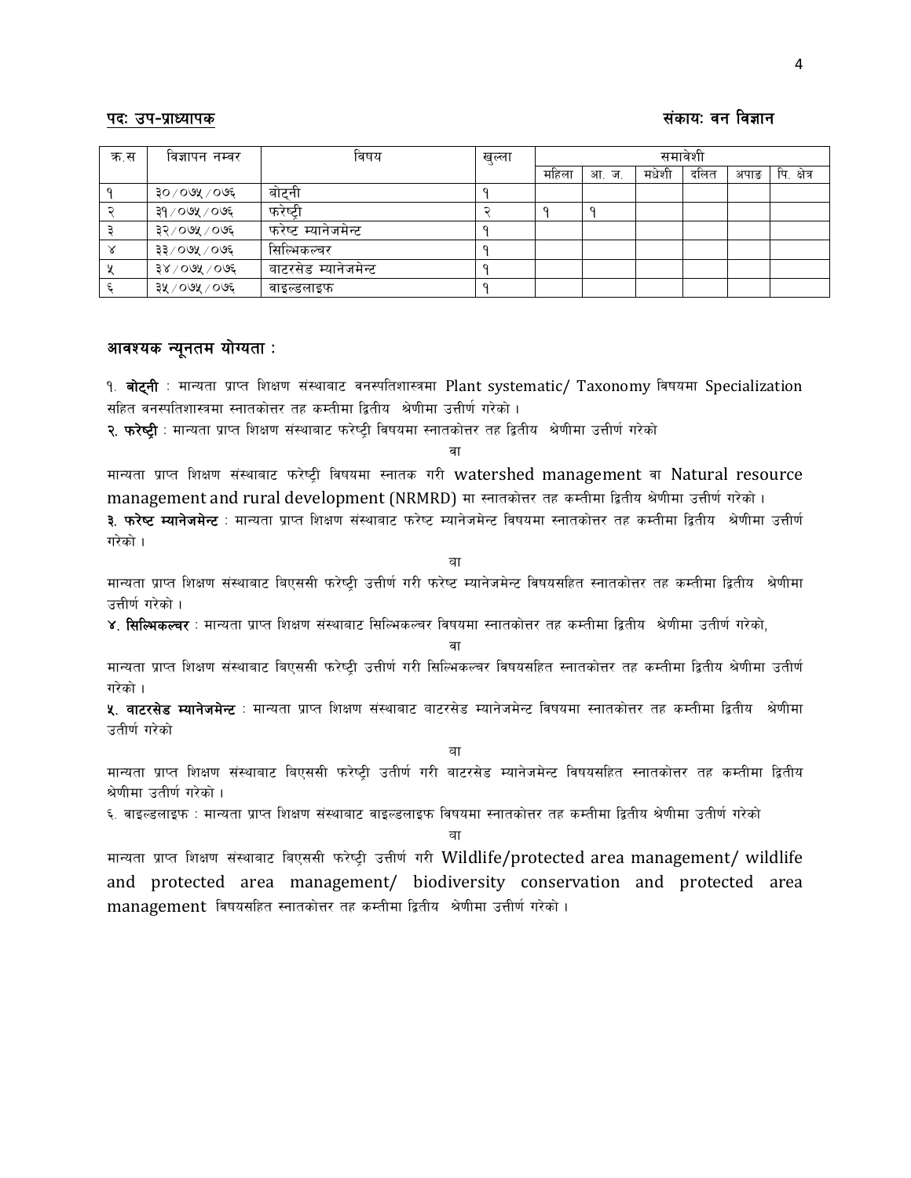**पदः उप-प्राध्यापक** **संकायः वन विज्ञान**

| क्र.स | विज्ञापन नम्वर | विषय | खुल्ला | समावेशी | | | | | |
|---|---|---|---|---|---|---|---|---|---|
| | | | | महिला | आ. ज. | मधेशी | दलित | अपाङ | पि. क्षेत्र |
| १ | ३०/०७५/०७६ | बोट्नी | १ | | | | | | |
| २ | ३१/०७५/०७६ | फरेष्ट्री | २ | १ | १ | | | | |
| ३ | ३२/०७५/०७६ | फरेष्ट म्यानेजमेन्ट | १ | | | | | | |
| ४ | ३३/०७५/०७६ | सिल्भिकल्चर | १ | | | | | | |
| ५ | ३४/०७५/०७६ | वाटरसेड म्यानेजमेन्ट | १ | | | | | | |
| ६ | ३५/०७५/०७६ | वाइल्डलाइफ | १ | | | | | | |

**आवश्यक न्यूनतम योग्यता :**

१. **बोट्नी** : मान्यता प्राप्त शिक्षण संस्थाबाट वनस्पतिशास्त्रमा Plant systematic/ Taxonomy विषयमा Specialization सहित वनस्पतिशास्त्रमा स्नातकोत्तर तह कम्तीमा द्वितीय श्रेणीमा उत्तीर्ण गरेको ।

२. **फरेष्ट्री** : मान्यता प्राप्त शिक्षण संस्थाबाट फरेष्ट्री विषयमा स्नातकोत्तर तह द्वितीय श्रेणीमा उत्तीर्ण गरेको

वा

मान्यता प्राप्त शिक्षण संस्थाबाट फरेष्ट्री विषयमा स्नातक गरी watershed management वा Natural resource management and rural development (NRMRD) मा स्नातकोत्तर तह कम्तीमा द्वितीय श्रेणीमा उत्तीर्ण गरेको ।

३. **फरेष्ट म्यानेजमेन्ट** : मान्यता प्राप्त शिक्षण संस्थाबाट फरेष्ट म्यानेजमेन्ट विषयमा स्नातकोत्तर तह कम्तीमा द्वितीय श्रेणीमा उत्तीर्ण गरेको ।

वा

मान्यता प्राप्त शिक्षण संस्थाबाट बिएससी फरेष्ट्री उत्तीर्ण गरी फरेष्ट म्यानेजमेन्ट विषयसहित स्नातकोत्तर तह कम्तीमा द्वितीय श्रेणीमा उत्तीर्ण गरेको ।

४. **सिल्भिकल्चर** : मान्यता प्राप्त शिक्षण संस्थाबाट सिल्भिकल्चर विषयमा स्नातकोत्तर तह कम्तीमा द्वितीय श्रेणीमा उतीर्ण गरेको,

वा

मान्यता प्राप्त शिक्षण संस्थाबाट बिएससी फरेष्ट्री उत्तीर्ण गरी सिल्भिकल्चर विषयसहित स्नातकोत्तर तह कम्तीमा द्वितीय श्रेणीमा उतीर्ण गरेको ।

५. **वाटरसेड म्यानेजमेन्ट** : मान्यता प्राप्त शिक्षण संस्थाबाट वाटरसेड म्यानेजमेन्ट विषयमा स्नातकोत्तर तह कम्तीमा द्वितीय श्रेणीमा उतीर्ण गरेको

वा

मान्यता प्राप्त शिक्षण संस्थाबाट बिएससी फरेष्ट्री उतीर्ण गरी वाटरसेड म्यानेजमेन्ट विषयसहित स्नातकोत्तर तह कम्तीमा द्वितीय श्रेणीमा उतीर्ण गरेको ।

६. वाइल्डलाइफ : मान्यता प्राप्त शिक्षण संस्थाबाट वाइल्डलाइफ विषयमा स्नातकोत्तर तह कम्तीमा द्वितीय श्रेणीमा उतीर्ण गरेको

वा

मान्यता प्राप्त शिक्षण संस्थाबाट बिएससी फरेष्ट्री उत्तीर्ण गरी Wildlife/protected area management/ wildlife and protected area management/ biodiversity conservation and protected area management विषयसहित स्नातकोत्तर तह कम्तीमा द्वितीय श्रेणीमा उत्तीर्ण गरेको ।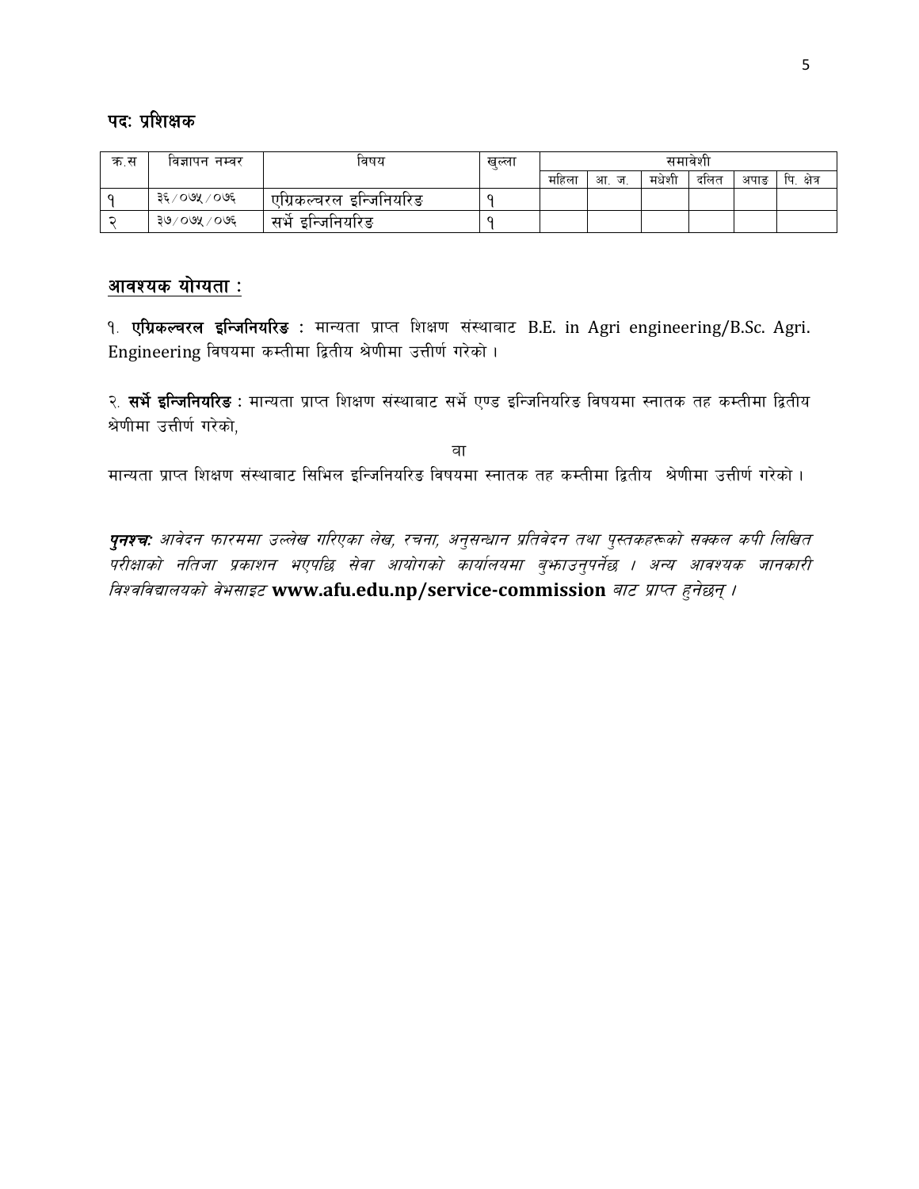**पदः प्रशिक्षक**

| क.स | विज्ञापन नम्वर | विषय | खुल्ला | समावेशी | | | | | |
|---|---|---|---|---|---|---|---|---|---|
| | | | | महिला | आ. ज. | मधेशी | दलित | अपाङ | पि. क्षेत्र |
| १ | ३६/०७५/०७६ | एग्रिकल्चरल इन्जिनियरिङ | १ | | | | | | |
| २ | ३७/०७५/०७६ | सर्भे इन्जिनियरिङ | १ | | | | | | |

**<u>आवश्यक योग्यता :</u>**

१. **एग्रिकल्चरल इन्जिनियरिङ** : मान्यता प्राप्त शिक्षण संस्थाबाट B.E. in Agri engineering/B.Sc. Agri. Engineering विषयमा कम्तीमा द्वितीय श्रेणीमा उत्तीर्ण गरेको ।

२. **सर्भे इन्जिनियरिङ** : मान्यता प्राप्त शिक्षण संस्थाबाट सर्भे एण्ड इन्जिनियरिङ विषयमा स्नातक तह कम्तीमा द्वितीय श्रेणीमा उत्तीर्ण गरेको,

वा

मान्यता प्राप्त शिक्षण संस्थाबाट सिभिल इन्जिनियरिङ विषयमा स्नातक तह कम्तीमा द्वितीय श्रेणीमा उत्तीर्ण गरेको ।

***पुनश्चः*** *आवेदन फारममा उल्लेख गरिएका लेख, रचना, अनुसन्धान प्रतिवेदन तथा पुस्तकहरूको सक्कल कपी लिखित परीक्षाको नतिजा प्रकाशन भएपछि सेवा आयोगको कार्यालयमा बुझाउनुपर्नेछ । अन्य आवश्यक जानकारी विश्वविद्यालयको वेभसाइट* **www.afu.edu.np/service-commission** *बाट प्राप्त हुनेछन् ।*